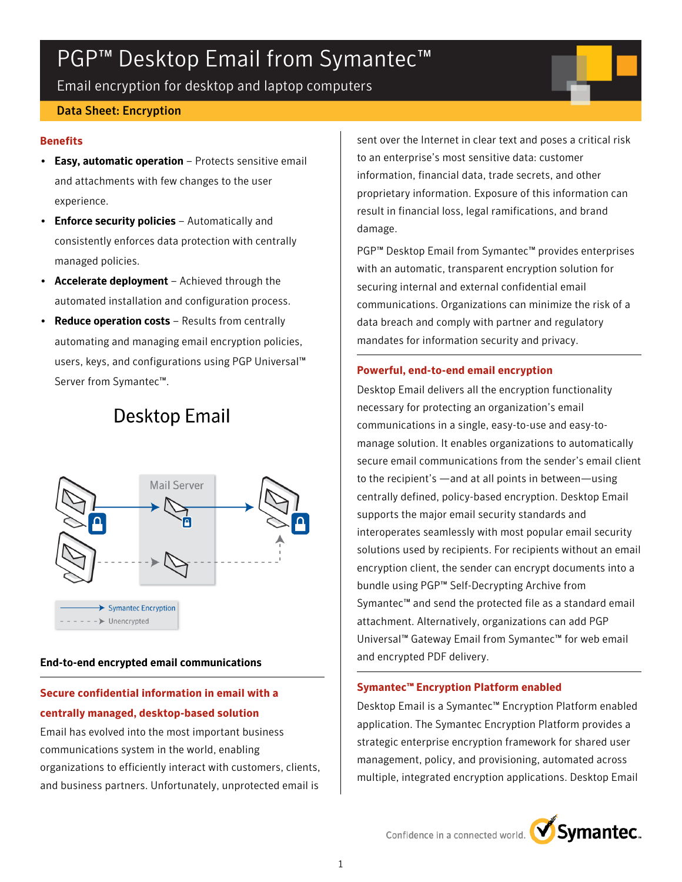# PGP™ Desktop Email from Symantec™

Email encryption for desktop and laptop computers

**Data Sheet: Encryption**

## Benefits

- **Easy, automatic operation** – Protects sensitive email and attachments with few changes to the user experience.
- **Enforce security policies** – Automatically and consistently enforces data protection with centrally managed policies.
- **Accelerate deployment** – Achieved through the automated installation and configuration process.
- **Reduce operation costs** – Results from centrally automating and managing email encryption policies, users, keys, and configurations using PGP Universal™ Server from Symantec™.

Desktop Email

Mail Server

Symantec Encryption

Unencrypted

**End-to-end encrypted email communications**

## Secure confidential information in email with a centrally managed, desktop-based solution

Email has evolved into the most important business communications system in the world, enabling organizations to efficiently interact with customers, clients, and business partners. Unfortunately, unprotected email is sent over the Internet in clear text and poses a critical risk to an enterprise's most sensitive data: customer information, financial data, trade secrets, and other proprietary information. Exposure of this information can result in financial loss, legal ramifications, and brand damage.

PGP™ Desktop Email from Symantec™ provides enterprises with an automatic, transparent encryption solution for securing internal and external confidential email communications. Organizations can minimize the risk of a data breach and comply with partner and regulatory mandates for information security and privacy.

## Powerful, end-to-end email encryption

Desktop Email delivers all the encryption functionality necessary for protecting an organization's email communications in a single, easy-to-use and easy-to-manage solution. It enables organizations to automatically secure email communications from the sender's email client to the recipient's —and at all points in between—using centrally defined, policy-based encryption. Desktop Email supports the major email security standards and interoperates seamlessly with most popular email security solutions used by recipients. For recipients without an email encryption client, the sender can encrypt documents into a bundle using PGP™ Self-Decrypting Archive from Symantec™ and send the protected file as a standard email attachment. Alternatively, organizations can add PGP Universal™ Gateway Email from Symantec™ for web email and encrypted PDF delivery.

## Symantec™ Encryption Platform enabled

Desktop Email is a Symantec™ Encryption Platform enabled application. The Symantec Encryption Platform provides a strategic enterprise encryption framework for shared user management, policy, and provisioning, automated across multiple, integrated encryption applications. Desktop Email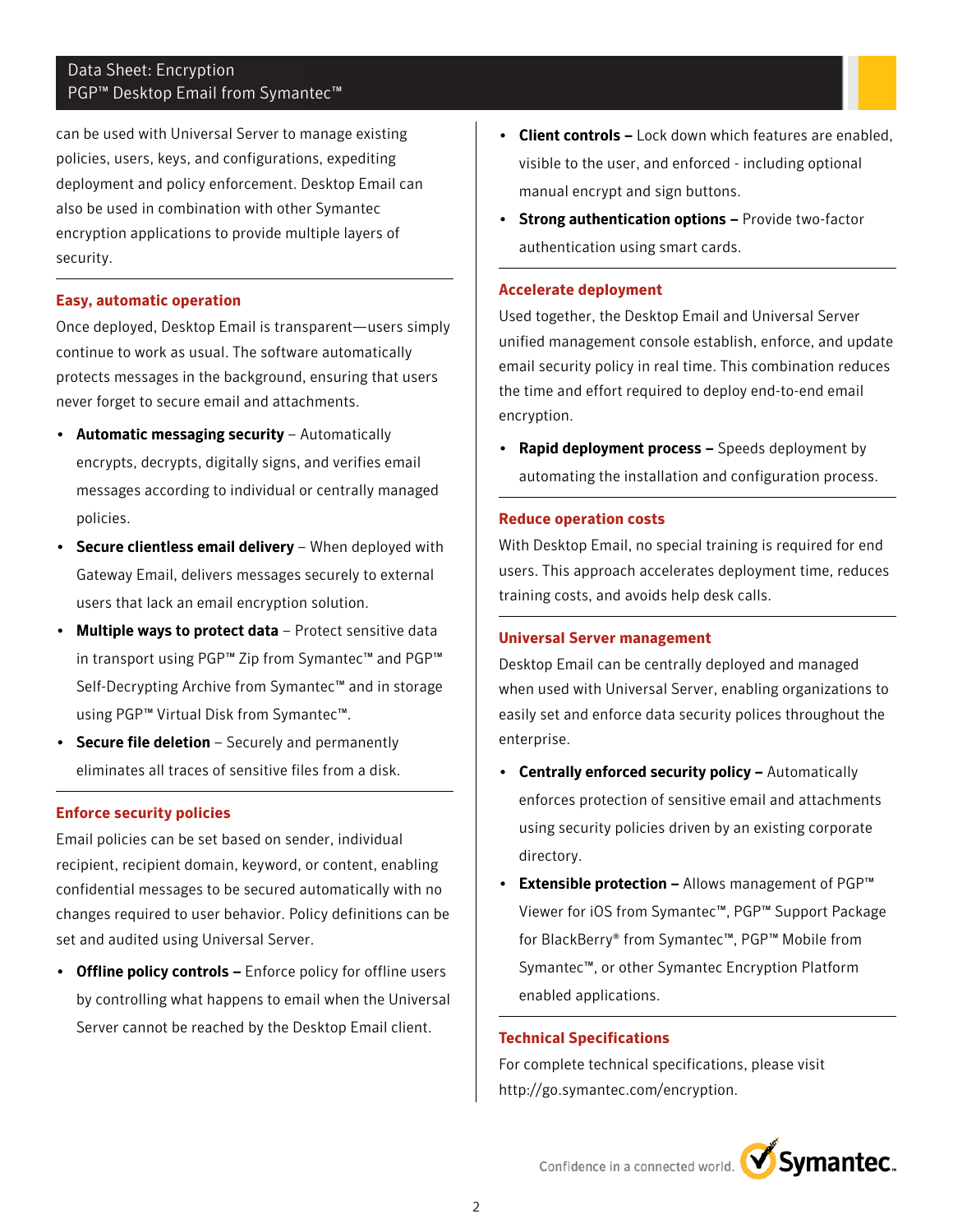can be used with Universal Server to manage existing policies, users, keys, and configurations, expediting deployment and policy enforcement. Desktop Email can also be used in combination with other Symantec encryption applications to provide multiple layers of security.

### Easy, automatic operation

Once deployed, Desktop Email is transparent—users simply continue to work as usual. The software automatically protects messages in the background, ensuring that users never forget to secure email and attachments.

- **Automatic messaging security** – Automatically encrypts, decrypts, digitally signs, and verifies email messages according to individual or centrally managed policies.
- **Secure clientless email delivery** – When deployed with Gateway Email, delivers messages securely to external users that lack an email encryption solution.
- **Multiple ways to protect data** – Protect sensitive data in transport using PGP™ Zip from Symantec™ and PGP™ Self-Decrypting Archive from Symantec™ and in storage using PGP™ Virtual Disk from Symantec™.
- **Secure file deletion** – Securely and permanently eliminates all traces of sensitive files from a disk.

### Enforce security policies

Email policies can be set based on sender, individual recipient, recipient domain, keyword, or content, enabling confidential messages to be secured automatically with no changes required to user behavior. Policy definitions can be set and audited using Universal Server.

- **Offline policy controls –** Enforce policy for offline users by controlling what happens to email when the Universal Server cannot be reached by the Desktop Email client.
- **Client controls –** Lock down which features are enabled, visible to the user, and enforced - including optional manual encrypt and sign buttons.
- **Strong authentication options –** Provide two-factor authentication using smart cards.

### Accelerate deployment

Used together, the Desktop Email and Universal Server unified management console establish, enforce, and update email security policy in real time. This combination reduces the time and effort required to deploy end-to-end email encryption.

- **Rapid deployment process –** Speeds deployment by automating the installation and configuration process.

### Reduce operation costs

With Desktop Email, no special training is required for end users. This approach accelerates deployment time, reduces training costs, and avoids help desk calls.

### Universal Server management

Desktop Email can be centrally deployed and managed when used with Universal Server, enabling organizations to easily set and enforce data security polices throughout the enterprise.

- **Centrally enforced security policy –** Automatically enforces protection of sensitive email and attachments using security policies driven by an existing corporate directory.
- **Extensible protection –** Allows management of PGP™ Viewer for iOS from Symantec™, PGP™ Support Package for BlackBerry® from Symantec™, PGP™ Mobile from Symantec™, or other Symantec Encryption Platform enabled applications.

### Technical Specifications

For complete technical specifications, please visit http://go.symantec.com/encryption.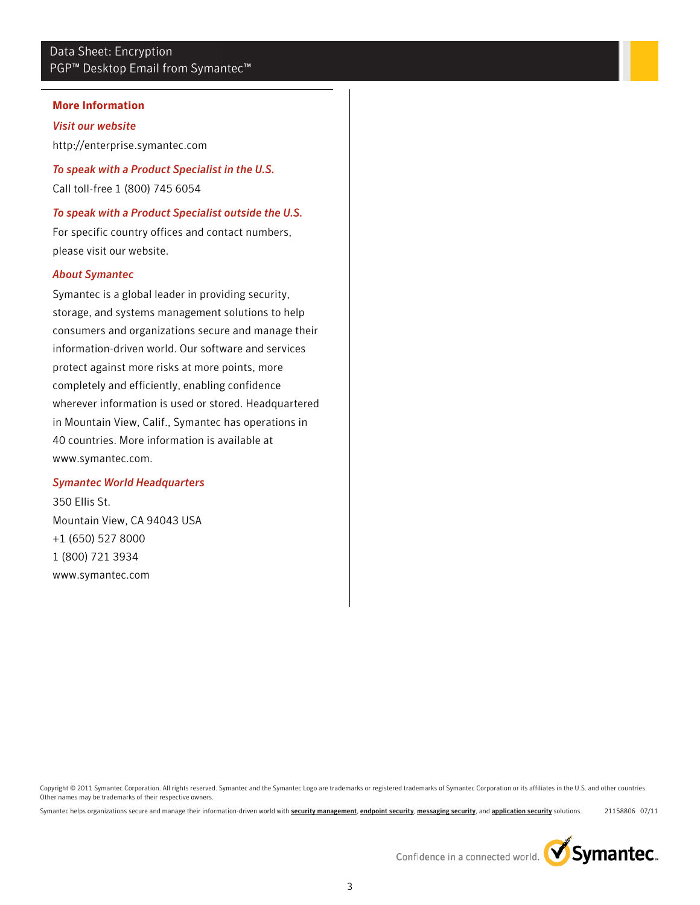## More Information

*Visit our website*

http://enterprise.symantec.com

*To speak with a Product Specialist in the U.S.*

Call toll-free 1 (800) 745 6054

*To speak with a Product Specialist outside the U.S.*

For specific country offices and contact numbers, please visit our website.

*About Symantec*

Symantec is a global leader in providing security, storage, and systems management solutions to help consumers and organizations secure and manage their information-driven world. Our software and services protect against more risks at more points, more completely and efficiently, enabling confidence wherever information is used or stored. Headquartered in Mountain View, Calif., Symantec has operations in 40 countries. More information is available at www.symantec.com.

*Symantec World Headquarters*

350 Ellis St.
Mountain View, CA 94043 USA
+1 (650) 527 8000
1 (800) 721 3934
www.symantec.com

Copyright © 2011 Symantec Corporation. All rights reserved. Symantec and the Symantec Logo are trademarks or registered trademarks of Symantec Corporation or its affiliates in the U.S. and other countries. Other names may be trademarks of their respective owners.

Symantec helps organizations secure and manage their information-driven world with **security management**, **endpoint security**, **messaging security**, and **application security** solutions. 21158806 07/11

Confidence in a connected world. Symantec.